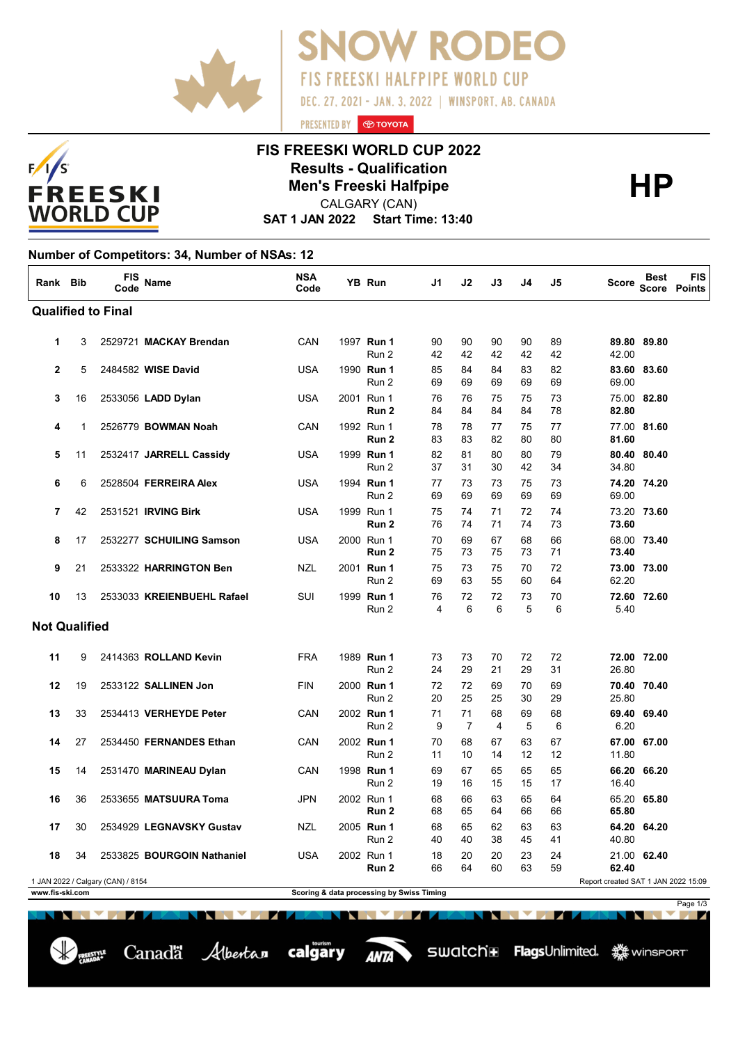# SNOW RODEO

FIS FREESKI HALFPIPE WORLD CUP

DEC. 27, 2021 - JAN. 3, 2022 | WINSPORT, AB, CANADA

PRESENTED BY TOYOTA

## FIS FREESKI WORLD CUP 2022

**Results - Qualification**

**Men's Freeski Halfpipe**

**HP**

CALGARY (CAN)

**SAT 1 JAN 2022 Start Time: 13:40**

**Number of Competitors: 34, Number of NSAs: 12**

| Rank | Bib | FIS Code | Name | NSA Code | YB | Run | J1 | J2 | J3 | J4 | J5 | Score | Best Score | FIS Points |
|---|---|---|---|---|---|---|---|---|---|---|---|---|---|---|
| **Qualified to Final** | | | | | | | | | | | | | | |
| **1** | 3 | 2529721 | **MACKAY Brendan** | CAN | 1997 | **Run 1** | 90 | 90 | 90 | 90 | 89 | **89.80** | **89.80** | |
| | | | | | | Run 2 | 42 | 42 | 42 | 42 | 42 | 42.00 | | |
| **2** | 5 | 2484582 | **WISE David** | USA | 1990 | **Run 1** | 85 | 84 | 84 | 83 | 82 | **83.60** | **83.60** | |
| | | | | | | Run 2 | 69 | 69 | 69 | 69 | 69 | 69.00 | | |
| **3** | 16 | 2533056 | **LADD Dylan** | USA | 2001 | Run 1 | 76 | 76 | 75 | 75 | 73 | 75.00 | **82.80** | |
| | | | | | | **Run 2** | 84 | 84 | 84 | 84 | 78 | **82.80** | | |
| **4** | 1 | 2526779 | **BOWMAN Noah** | CAN | 1992 | Run 1 | 78 | 78 | 77 | 75 | 77 | 77.00 | **81.60** | |
| | | | | | | **Run 2** | 83 | 83 | 82 | 80 | 80 | **81.60** | | |
| **5** | 11 | 2532417 | **JARRELL Cassidy** | USA | 1999 | **Run 1** | 82 | 81 | 80 | 80 | 79 | **80.40** | **80.40** | |
| | | | | | | Run 2 | 37 | 31 | 30 | 42 | 34 | 34.80 | | |
| **6** | 6 | 2528504 | **FERREIRA Alex** | USA | 1994 | **Run 1** | 77 | 73 | 73 | 75 | 73 | **74.20** | **74.20** | |
| | | | | | | Run 2 | 69 | 69 | 69 | 69 | 69 | 69.00 | | |
| **7** | 42 | 2531521 | **IRVING Birk** | USA | 1999 | Run 1 | 75 | 74 | 71 | 72 | 74 | 73.20 | **73.60** | |
| | | | | | | **Run 2** | 76 | 74 | 71 | 74 | 73 | **73.60** | | |
| **8** | 17 | 2532277 | **SCHUILING Samson** | USA | 2000 | Run 1 | 70 | 69 | 67 | 68 | 66 | 68.00 | **73.40** | |
| | | | | | | **Run 2** | 75 | 73 | 75 | 73 | 71 | **73.40** | | |
| **9** | 21 | 2533322 | **HARRINGTON Ben** | NZL | 2001 | **Run 1** | 75 | 73 | 75 | 70 | 72 | **73.00** | **73.00** | |
| | | | | | | Run 2 | 69 | 63 | 55 | 60 | 64 | 62.20 | | |
| **10** | 13 | 2533033 | **KREIENBUEHL Rafael** | SUI | 1999 | **Run 1** | 76 | 72 | 72 | 73 | 70 | **72.60** | **72.60** | |
| | | | | | | Run 2 | 4 | 6 | 6 | 5 | 6 | 5.40 | | |
| **Not Qualified** | | | | | | | | | | | | | | |
| **11** | 9 | 2414363 | **ROLLAND Kevin** | FRA | 1989 | **Run 1** | 73 | 73 | 70 | 72 | 72 | **72.00** | **72.00** | |
| | | | | | | Run 2 | 24 | 29 | 21 | 29 | 31 | 26.80 | | |
| **12** | 19 | 2533122 | **SALLINEN Jon** | FIN | 2000 | **Run 1** | 72 | 72 | 69 | 70 | 69 | **70.40** | **70.40** | |
| | | | | | | Run 2 | 20 | 25 | 25 | 30 | 29 | 25.80 | | |
| **13** | 33 | 2534413 | **VERHEYDE Peter** | CAN | 2002 | **Run 1** | 71 | 71 | 68 | 69 | 68 | **69.40** | **69.40** | |
| | | | | | | Run 2 | 9 | 7 | 4 | 5 | 6 | 6.20 | | |
| **14** | 27 | 2534450 | **FERNANDES Ethan** | CAN | 2002 | **Run 1** | 70 | 68 | 67 | 63 | 67 | **67.00** | **67.00** | |
| | | | | | | Run 2 | 11 | 10 | 14 | 12 | 12 | 11.80 | | |
| **15** | 14 | 2531470 | **MARINEAU Dylan** | CAN | 1998 | **Run 1** | 69 | 67 | 65 | 65 | 65 | **66.20** | **66.20** | |
| | | | | | | Run 2 | 19 | 16 | 15 | 15 | 17 | 16.40 | | |
| **16** | 36 | 2533655 | **MATSUURA Toma** | JPN | 2002 | Run 1 | 68 | 66 | 63 | 65 | 64 | 65.20 | **65.80** | |
| | | | | | | **Run 2** | 68 | 65 | 64 | 66 | 66 | **65.80** | | |
| **17** | 30 | 2534929 | **LEGNAVSKY Gustav** | NZL | 2005 | **Run 1** | 68 | 65 | 62 | 63 | 63 | **64.20** | **64.20** | |
| | | | | | | Run 2 | 40 | 40 | 38 | 45 | 41 | 40.80 | | |
| **18** | 34 | 2533825 | **BOURGOIN Nathaniel** | USA | 2002 | Run 1 | 18 | 20 | 20 | 23 | 24 | 21.00 | **62.40** | |
| | | | | | | **Run 2** | 66 | 64 | 60 | 63 | 59 | **62.40** | | |

1 JAN 2022 / Calgary (CAN) / 8154

Report created SAT 1 JAN 2022 15:09

www.fis-ski.com

Scoring & data processing by Swiss Timing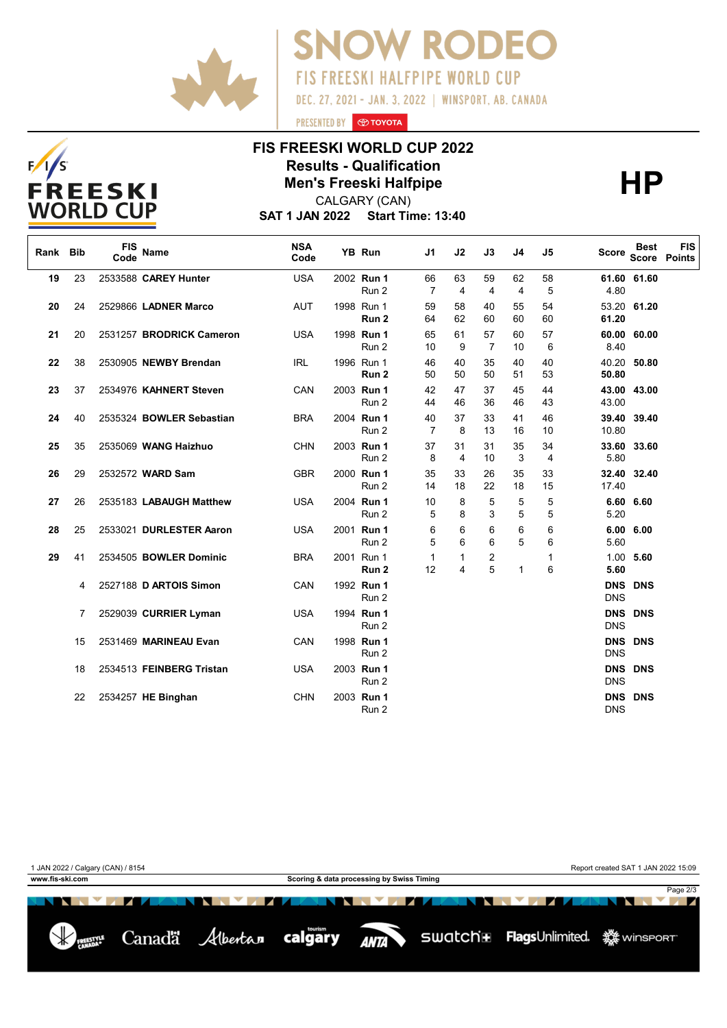# SNOW RODEO

FIS FREESKI HALFPIPE WORLD CUP

DEC. 27, 2021 - JAN. 3, 2022 | WINSPORT, AB, CANADA

PRESENTED BY TOYOTA

## FIS FREESKI WORLD CUP 2022
## Results - Qualification
## Men's Freeski Halfpipe

CALGARY (CAN)

**SAT 1 JAN 2022 Start Time: 13:40**

**HP**

| Rank | Bib | FIS Code | Name | NSA Code | YB | Run | J1 | J2 | J3 | J4 | J5 | Score | Best Score | FIS Points |
|---|---|---|---|---|---|---|---|---|---|---|---|---|---|---|
| **19** | 23 | 2533588 | **CAREY Hunter** | USA | 2002 | **Run 1** | 66 | 63 | 59 | 62 | 58 | **61.60** | **61.60** | |
| | | | | | | Run 2 | 7 | 4 | 4 | 4 | 5 | 4.80 | | |
| **20** | 24 | 2529866 | **LADNER Marco** | AUT | 1998 | Run 1 | 59 | 58 | 40 | 55 | 54 | 53.20 | **61.20** | |
| | | | | | | **Run 2** | 64 | 62 | 60 | 60 | 60 | **61.20** | | |
| **21** | 20 | 2531257 | **BRODRICK Cameron** | USA | 1998 | **Run 1** | 65 | 61 | 57 | 60 | 57 | **60.00** | **60.00** | |
| | | | | | | Run 2 | 10 | 9 | 7 | 10 | 6 | 8.40 | | |
| **22** | 38 | 2530905 | **NEWBY Brendan** | IRL | 1996 | Run 1 | 46 | 40 | 35 | 40 | 40 | 40.20 | **50.80** | |
| | | | | | | **Run 2** | 50 | 50 | 50 | 51 | 53 | **50.80** | | |
| **23** | 37 | 2534976 | **KAHNERT Steven** | CAN | 2003 | **Run 1** | 42 | 47 | 37 | 45 | 44 | **43.00** | **43.00** | |
| | | | | | | Run 2 | 44 | 46 | 36 | 46 | 43 | 43.00 | | |
| **24** | 40 | 2535324 | **BOWLER Sebastian** | BRA | 2004 | **Run 1** | 40 | 37 | 33 | 41 | 46 | **39.40** | **39.40** | |
| | | | | | | Run 2 | 7 | 8 | 13 | 16 | 10 | 10.80 | | |
| **25** | 35 | 2535069 | **WANG Haizhuo** | CHN | 2003 | **Run 1** | 37 | 31 | 31 | 35 | 34 | **33.60** | **33.60** | |
| | | | | | | Run 2 | 8 | 4 | 10 | 3 | 4 | 5.80 | | |
| **26** | 29 | 2532572 | **WARD Sam** | GBR | 2000 | **Run 1** | 35 | 33 | 26 | 35 | 33 | **32.40** | **32.40** | |
| | | | | | | Run 2 | 14 | 18 | 22 | 18 | 15 | 17.40 | | |
| **27** | 26 | 2535183 | **LABAUGH Matthew** | USA | 2004 | **Run 1** | 10 | 8 | 5 | 5 | 5 | **6.60** | **6.60** | |
| | | | | | | Run 2 | 5 | 8 | 3 | 5 | 5 | 5.20 | | |
| **28** | 25 | 2533021 | **DURLESTER Aaron** | USA | 2001 | **Run 1** | 6 | 6 | 6 | 6 | 6 | **6.00** | **6.00** | |
| | | | | | | Run 2 | 5 | 6 | 6 | 5 | 6 | 5.60 | | |
| **29** | 41 | 2534505 | **BOWLER Dominic** | BRA | 2001 | Run 1 | 1 | 1 | 2 | | 1 | 1.00 | **5.60** | |
| | | | | | | **Run 2** | 12 | 4 | 5 | 1 | 6 | **5.60** | | |
| | 4 | 2527188 | **D ARTOIS Simon** | CAN | 1992 | **Run 1** | | | | | | **DNS** | **DNS** | |
| | | | | | | Run 2 | | | | | | DNS | | |
| | 7 | 2529039 | **CURRIER Lyman** | USA | 1994 | **Run 1** | | | | | | **DNS** | **DNS** | |
| | | | | | | Run 2 | | | | | | DNS | | |
| | 15 | 2531469 | **MARINEAU Evan** | CAN | 1998 | **Run 1** | | | | | | **DNS** | **DNS** | |
| | | | | | | Run 2 | | | | | | DNS | | |
| | 18 | 2534513 | **FEINBERG Tristan** | USA | 2003 | **Run 1** | | | | | | **DNS** | **DNS** | |
| | | | | | | Run 2 | | | | | | DNS | | |
| | 22 | 2534257 | **HE Binghan** | CHN | 2003 | **Run 1** | | | | | | **DNS** | **DNS** | |
| | | | | | | Run 2 | | | | | | DNS | | |

1 JAN 2022 / Calgary (CAN) / 8154 — Report created SAT 1 JAN 2022 15:09

www.fis-ski.com — Scoring & data processing by Swiss Timing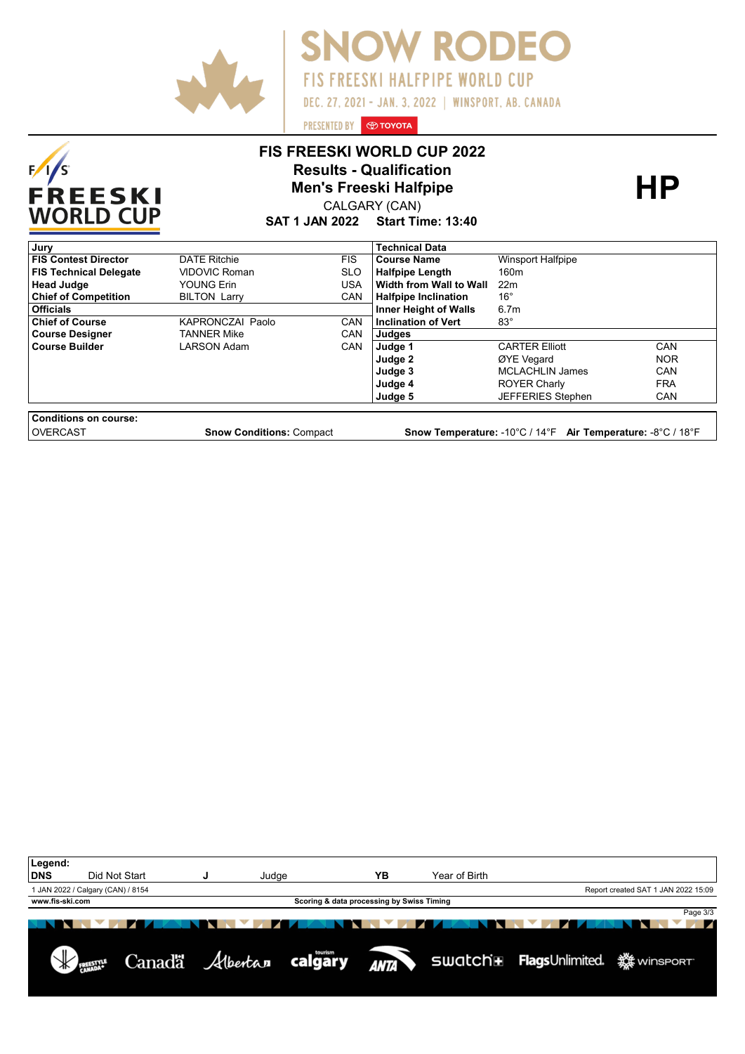# SNOW RODEO

FIS FREESKI HALFPIPE WORLD CUP

DEC. 27, 2021 - JAN. 3, 2022 | WINSPORT, AB. CANADA

PRESENTED BY TOYOTA

## FIS FREESKI WORLD CUP 2022

### Results - Qualification

### Men's Freeski Halfpipe

CALGARY (CAN)

**SAT 1 JAN 2022 Start Time: 13:40**

**HP**

| **Jury** | | | **Technical Data** | | |
|---|---|---|---|---|---|
| **FIS Contest Director** | DATE Ritchie | FIS | **Course Name** | Winsport Halfpipe | |
| **FIS Technical Delegate** | VIDOVIC Roman | SLO | **Halfpipe Length** | 160m | |
| **Head Judge** | YOUNG Erin | USA | **Width from Wall to Wall** | 22m | |
| **Chief of Competition** | BILTON Larry | CAN | **Halfpipe Inclination** | 16° | |
| **Officials** | | | **Inner Height of Walls** | 6.7m | |
| **Chief of Course** | KAPRONCZAI Paolo | CAN | **Inclination of Vert** | 83° | |
| **Course Designer** | TANNER Mike | CAN | **Judges** | | |
| **Course Builder** | LARSON Adam | CAN | **Judge 1** | CARTER Elliott | CAN |
| | | | **Judge 2** | ØYE Vegard | NOR |
| | | | **Judge 3** | MCLACHLIN James | CAN |
| | | | **Judge 4** | ROYER Charly | FRA |
| | | | **Judge 5** | JEFFERIES Stephen | CAN |

**Conditions on course:**

OVERCAST | **Snow Conditions:** Compact | **Snow Temperature:** -10°C / 14°F | **Air Temperature:** -8°C / 18°F

**Legend:**

| | | | | | |
|---|---|---|---|---|---|
| **DNS** | Did Not Start | **J** | Judge | **YB** | Year of Birth |

1 JAN 2022 / Calgary (CAN) / 8154 — Report created SAT 1 JAN 2022 15:09

www.fis-ski.com — Scoring & data processing by Swiss Timing